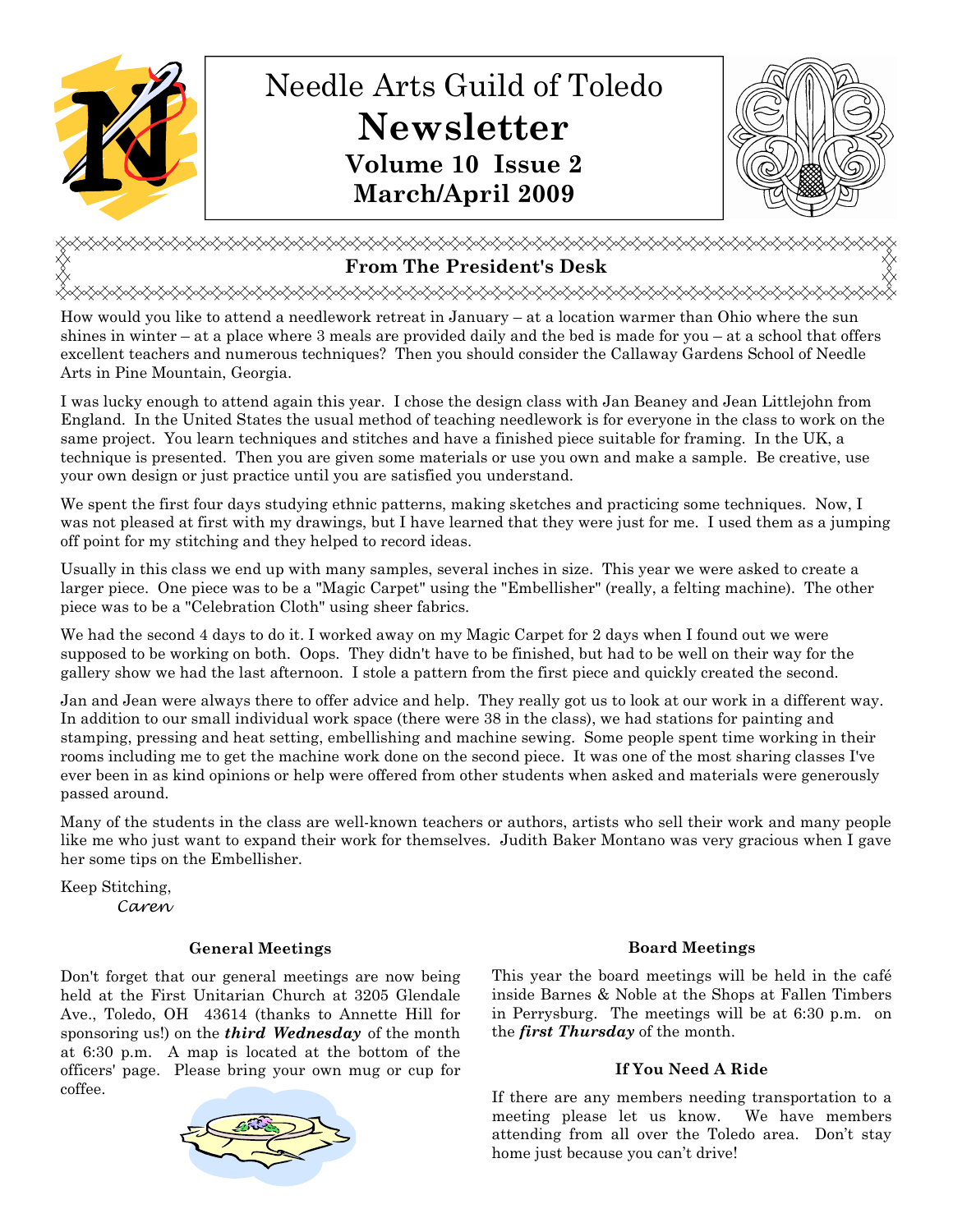# Needle Arts Guild of Toledo

# Newsletter

**Volume 10 Issue 2**

**March/April 2009**

## From The President's Desk

How would you like to attend a needlework retreat in January – at a location warmer than Ohio where the sun shines in winter – at a place where 3 meals are provided daily and the bed is made for you – at a school that offers excellent teachers and numerous techniques? Then you should consider the Callaway Gardens School of Needle Arts in Pine Mountain, Georgia.

I was lucky enough to attend again this year. I chose the design class with Jan Beaney and Jean Littlejohn from England. In the United States the usual method of teaching needlework is for everyone in the class to work on the same project. You learn techniques and stitches and have a finished piece suitable for framing. In the UK, a technique is presented. Then you are given some materials or use you own and make a sample. Be creative, use your own design or just practice until you are satisfied you understand.

We spent the first four days studying ethnic patterns, making sketches and practicing some techniques. Now, I was not pleased at first with my drawings, but I have learned that they were just for me. I used them as a jumping off point for my stitching and they helped to record ideas.

Usually in this class we end up with many samples, several inches in size. This year we were asked to create a larger piece. One piece was to be a "Magic Carpet" using the "Embellisher" (really, a felting machine). The other piece was to be a "Celebration Cloth" using sheer fabrics.

We had the second 4 days to do it. I worked away on my Magic Carpet for 2 days when I found out we were supposed to be working on both. Oops. They didn't have to be finished, but had to be well on their way for the gallery show we had the last afternoon. I stole a pattern from the first piece and quickly created the second.

Jan and Jean were always there to offer advice and help. They really got us to look at our work in a different way. In addition to our small individual work space (there were 38 in the class), we had stations for painting and stamping, pressing and heat setting, embellishing and machine sewing. Some people spent time working in their rooms including me to get the machine work done on the second piece. It was one of the most sharing classes I've ever been in as kind opinions or help were offered from other students when asked and materials were generously passed around.

Many of the students in the class are well-known teachers or authors, artists who sell their work and many people like me who just want to expand their work for themselves. Judith Baker Montano was very gracious when I gave her some tips on the Embellisher.

Keep Stitching,

*Caren*

### General Meetings

Don't forget that our general meetings are now being held at the First Unitarian Church at 3205 Glendale Ave., Toledo, OH 43614 (thanks to Annette Hill for sponsoring us!) on the ***third Wednesday*** of the month at 6:30 p.m. A map is located at the bottom of the officers' page. Please bring your own mug or cup for coffee.

### Board Meetings

This year the board meetings will be held in the café inside Barnes & Noble at the Shops at Fallen Timbers in Perrysburg. The meetings will be at 6:30 p.m. on the ***first Thursday*** of the month.

### If You Need A Ride

If there are any members needing transportation to a meeting please let us know. We have members attending from all over the Toledo area. Don't stay home just because you can't drive!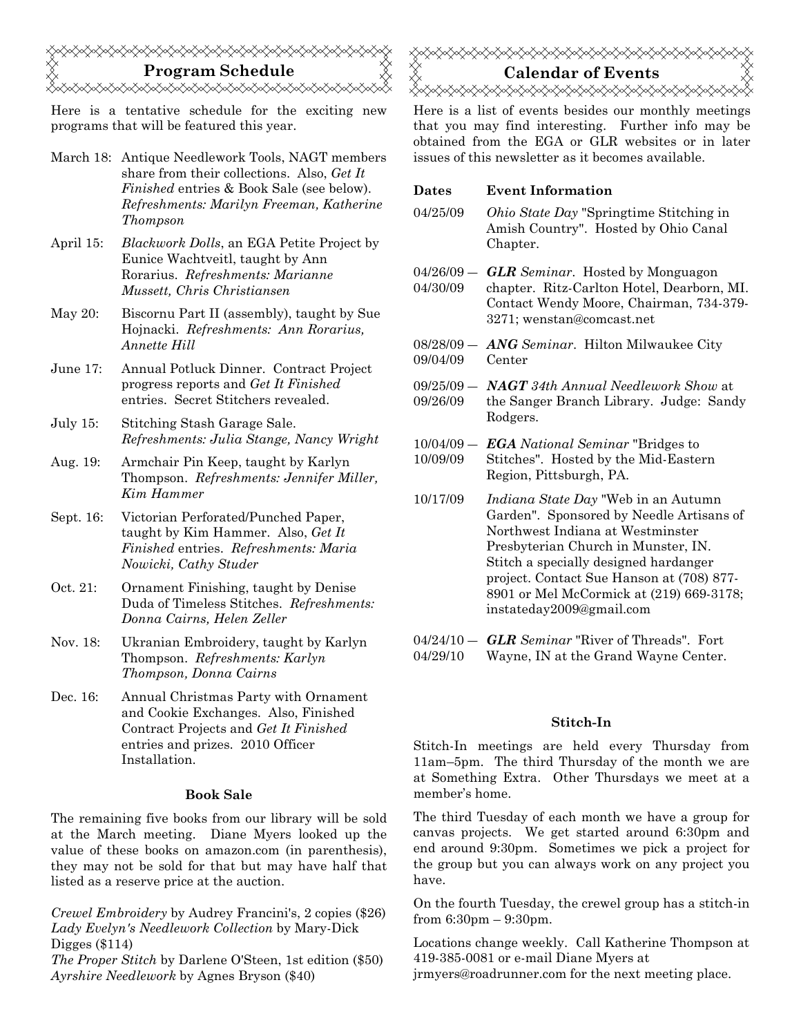## Program Schedule

Here is a tentative schedule for the exciting new programs that will be featured this year.

- March 18: Antique Needlework Tools, NAGT members share from their collections. Also, *Get It Finished* entries & Book Sale (see below). *Refreshments: Marilyn Freeman, Katherine Thompson*
- April 15: *Blackwork Dolls*, an EGA Petite Project by Eunice Wachtveitl, taught by Ann Rorarius. *Refreshments: Marianne Mussett, Chris Christiansen*
- May 20: Biscornu Part II (assembly), taught by Sue Hojnacki. *Refreshments: Ann Rorarius, Annette Hill*
- June 17: Annual Potluck Dinner. Contract Project progress reports and *Get It Finished* entries. Secret Stitchers revealed.
- July 15: Stitching Stash Garage Sale. *Refreshments: Julia Stange, Nancy Wright*
- Aug. 19: Armchair Pin Keep, taught by Karlyn Thompson. *Refreshments: Jennifer Miller, Kim Hammer*
- Sept. 16: Victorian Perforated/Punched Paper, taught by Kim Hammer. Also, *Get It Finished* entries. *Refreshments: Maria Nowicki, Cathy Studer*
- Oct. 21: Ornament Finishing, taught by Denise Duda of Timeless Stitches. *Refreshments: Donna Cairns, Helen Zeller*
- Nov. 18: Ukranian Embroidery, taught by Karlyn Thompson. *Refreshments: Karlyn Thompson, Donna Cairns*
- Dec. 16: Annual Christmas Party with Ornament and Cookie Exchanges. Also, Finished Contract Projects and *Get It Finished* entries and prizes. 2010 Officer Installation.

### Book Sale

The remaining five books from our library will be sold at the March meeting. Diane Myers looked up the value of these books on amazon.com (in parenthesis), they may not be sold for that but may have half that listed as a reserve price at the auction.

*Crewel Embroidery* by Audrey Francini's, 2 copies ($26)
*Lady Evelyn's Needlework Collection* by Mary-Dick Digges ($114)
*The Proper Stitch* by Darlene O'Steen, 1st edition ($50)
*Ayrshire Needlework* by Agnes Bryson ($40)

## Calendar of Events

Here is a list of events besides our monthly meetings that you may find interesting. Further info may be obtained from the EGA or GLR websites or in later issues of this newsletter as it becomes available.

| Dates | Event Information |
|---|---|
| 04/25/09 | *Ohio State Day* "Springtime Stitching in Amish Country". Hosted by Ohio Canal Chapter. |
| 04/26/09 — 04/30/09 | ***GLR*** *Seminar*. Hosted by Monguagon chapter. Ritz-Carlton Hotel, Dearborn, MI. Contact Wendy Moore, Chairman, 734-379-3271; wenstan@comcast.net |
| 08/28/09 — 09/04/09 | ***ANG*** *Seminar*. Hilton Milwaukee City Center |
| 09/25/09 — 09/26/09 | ***NAGT*** *34th Annual Needlework Show* at the Sanger Branch Library. Judge: Sandy Rodgers. |
| 10/04/09 — 10/09/09 | ***EGA*** *National Seminar* "Bridges to Stitches". Hosted by the Mid-Eastern Region, Pittsburgh, PA. |
| 10/17/09 | *Indiana State Day* "Web in an Autumn Garden". Sponsored by Needle Artisans of Northwest Indiana at Westminster Presbyterian Church in Munster, IN. Stitch a specially designed hardanger project. Contact Sue Hanson at (708) 877-8901 or Mel McCormick at (219) 669-3178; instateday2009@gmail.com |
| 04/24/10 — 04/29/10 | ***GLR*** *Seminar* "River of Threads". Fort Wayne, IN at the Grand Wayne Center. |

### Stitch-In

Stitch-In meetings are held every Thursday from 11am–5pm. The third Thursday of the month we are at Something Extra. Other Thursdays we meet at a member's home.

The third Tuesday of each month we have a group for canvas projects. We get started around 6:30pm and end around 9:30pm. Sometimes we pick a project for the group but you can always work on any project you have.

On the fourth Tuesday, the crewel group has a stitch-in from 6:30pm – 9:30pm.

Locations change weekly. Call Katherine Thompson at 419-385-0081 or e-mail Diane Myers at jrmyers@roadrunner.com for the next meeting place.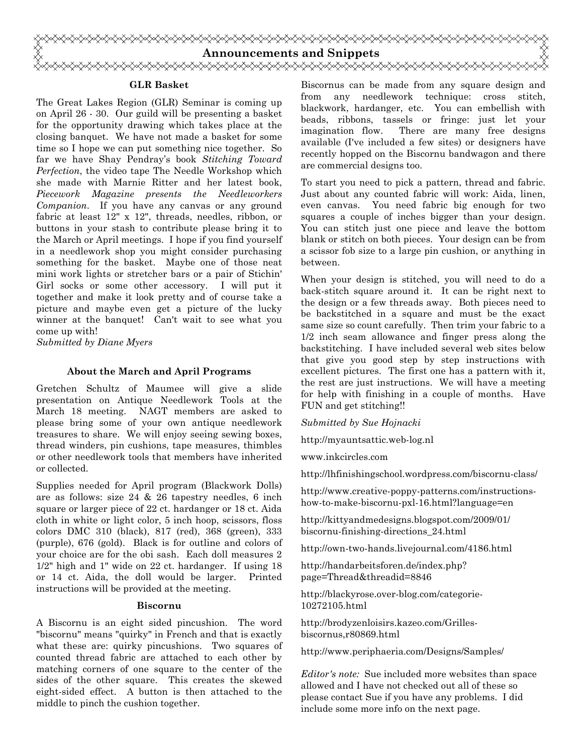# Announcements and Snippets

### GLR Basket

The Great Lakes Region (GLR) Seminar is coming up on April 26 - 30. Our guild will be presenting a basket for the opportunity drawing which takes place at the closing banquet. We have not made a basket for some time so I hope we can put something nice together. So far we have Shay Pendray's book *Stitching Toward Perfection*, the video tape The Needle Workshop which she made with Marnie Ritter and her latest book, *Piecework Magazine presents the Needleworkers Companion*. If you have any canvas or any ground fabric at least 12" x 12", threads, needles, ribbon, or buttons in your stash to contribute please bring it to the March or April meetings. I hope if you find yourself in a needlework shop you might consider purchasing something for the basket. Maybe one of those neat mini work lights or stretcher bars or a pair of Stichin' Girl socks or some other accessory. I will put it together and make it look pretty and of course take a picture and maybe even get a picture of the lucky winner at the banquet! Can't wait to see what you come up with!

*Submitted by Diane Myers*

### About the March and April Programs

Gretchen Schultz of Maumee will give a slide presentation on Antique Needlework Tools at the March 18 meeting. NAGT members are asked to please bring some of your own antique needlework treasures to share. We will enjoy seeing sewing boxes, thread winders, pin cushions, tape measures, thimbles or other needlework tools that members have inherited or collected.

Supplies needed for April program (Blackwork Dolls) are as follows: size 24 & 26 tapestry needles, 6 inch square or larger piece of 22 ct. hardanger or 18 ct. Aida cloth in white or light color, 5 inch hoop, scissors, floss colors DMC 310 (black), 817 (red), 368 (green), 333 (purple), 676 (gold). Black is for outline and colors of your choice are for the obi sash. Each doll measures 2 1/2" high and 1" wide on 22 ct. hardanger. If using 18 or 14 ct. Aida, the doll would be larger. Printed instructions will be provided at the meeting.

### Biscornu

A Biscornu is an eight sided pincushion. The word "biscornu" means "quirky" in French and that is exactly what these are: quirky pincushions. Two squares of counted thread fabric are attached to each other by matching corners of one square to the center of the sides of the other square. This creates the skewed eight-sided effect. A button is then attached to the middle to pinch the cushion together.

Biscornus can be made from any square design and from any needlework technique: cross stitch, blackwork, hardanger, etc. You can embellish with beads, ribbons, tassels or fringe: just let your imagination flow. There are many free designs available (I've included a few sites) or designers have recently hopped on the Biscornu bandwagon and there are commercial designs too.

To start you need to pick a pattern, thread and fabric. Just about any counted fabric will work: Aida, linen, even canvas. You need fabric big enough for two squares a couple of inches bigger than your design. You can stitch just one piece and leave the bottom blank or stitch on both pieces. Your design can be from a scissor fob size to a large pin cushion, or anything in between.

When your design is stitched, you will need to do a back-stitch square around it. It can be right next to the design or a few threads away. Both pieces need to be backstitched in a square and must be the exact same size so count carefully. Then trim your fabric to a 1/2 inch seam allowance and finger press along the backstitching. I have included several web sites below that give you good step by step instructions with excellent pictures. The first one has a pattern with it, the rest are just instructions. We will have a meeting for help with finishing in a couple of months. Have FUN and get stitching!!

*Submitted by Sue Hojnacki*

http://myauntsattic.web-log.nl

www.inkcircles.com

http://lhfinishingschool.wordpress.com/biscornu-class/

http://www.creative-poppy-patterns.com/instructions-how-to-make-biscornu-pxl-16.html?language=en

http://kittyandmedesigns.blogspot.com/2009/01/biscornu-finishing-directions_24.html

http://own-two-hands.livejournal.com/4186.html

http://handarbeitsforen.de/index.php?page=Thread&threadid=8846

http://blackyrose.over-blog.com/categorie-10272105.html

http://brodyzenloisirs.kazeo.com/Grilles-biscornus,r80869.html

http://www.periphaeria.com/Designs/Samples/

*Editor's note:* Sue included more websites than space allowed and I have not checked out all of these so please contact Sue if you have any problems. I did include some more info on the next page.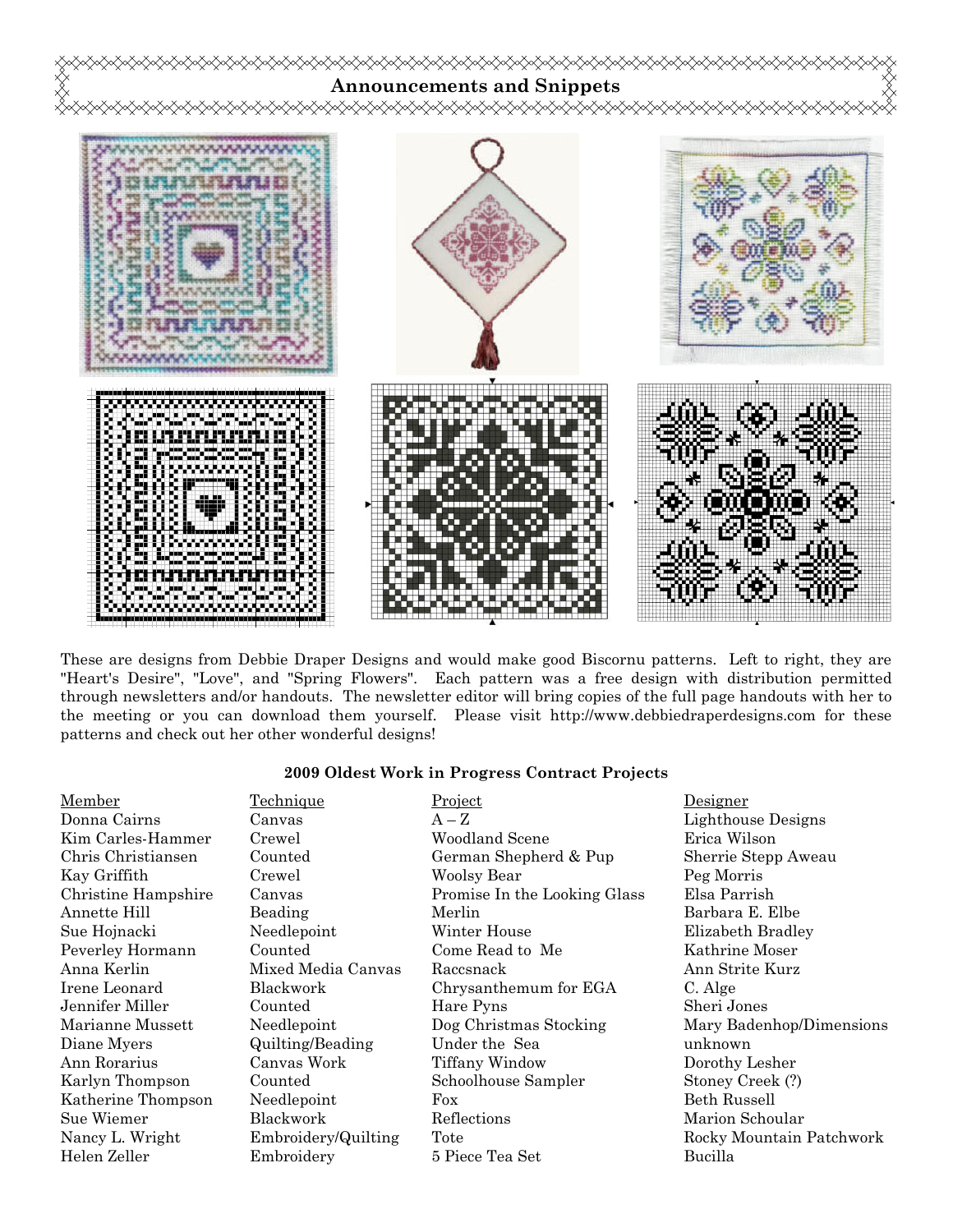## Announcements and Snippets

These are designs from Debbie Draper Designs and would make good Biscornu patterns. Left to right, they are "Heart's Desire", "Love", and "Spring Flowers". Each pattern was a free design with distribution permitted through newsletters and/or handouts. The newsletter editor will bring copies of the full page handouts with her to the meeting or you can download them yourself. Please visit http://www.debbiedraperdesigns.com for these patterns and check out her other wonderful designs!

### 2009 Oldest Work in Progress Contract Projects

| Member | Technique | Project | Designer |
|---|---|---|---|
| Donna Cairns | Canvas | A – Z | Lighthouse Designs |
| Kim Carles-Hammer | Crewel | Woodland Scene | Erica Wilson |
| Chris Christiansen | Counted | German Shepherd & Pup | Sherrie Stepp Aweau |
| Kay Griffith | Crewel | Woolsy Bear | Peg Morris |
| Christine Hampshire | Canvas | Promise In the Looking Glass | Elsa Parrish |
| Annette Hill | Beading | Merlin | Barbara E. Elbe |
| Sue Hojnacki | Needlepoint | Winter House | Elizabeth Bradley |
| Peverley Hormann | Counted | Come Read to Me | Kathrine Moser |
| Anna Kerlin | Mixed Media Canvas | Raccsnack | Ann Strite Kurz |
| Irene Leonard | Blackwork | Chrysanthemum for EGA | C. Alge |
| Jennifer Miller | Counted | Hare Pyns | Sheri Jones |
| Marianne Mussett | Needlepoint | Dog Christmas Stocking | Mary Badenhop/Dimensions |
| Diane Myers | Quilting/Beading | Under the Sea | unknown |
| Ann Rorarius | Canvas Work | Tiffany Window | Dorothy Lesher |
| Karlyn Thompson | Counted | Schoolhouse Sampler | Stoney Creek (?) |
| Katherine Thompson | Needlepoint | Fox | Beth Russell |
| Sue Wiemer | Blackwork | Reflections | Marion Schoular |
| Nancy L. Wright | Embroidery/Quilting | Tote | Rocky Mountain Patchwork |
| Helen Zeller | Embroidery | 5 Piece Tea Set | Bucilla |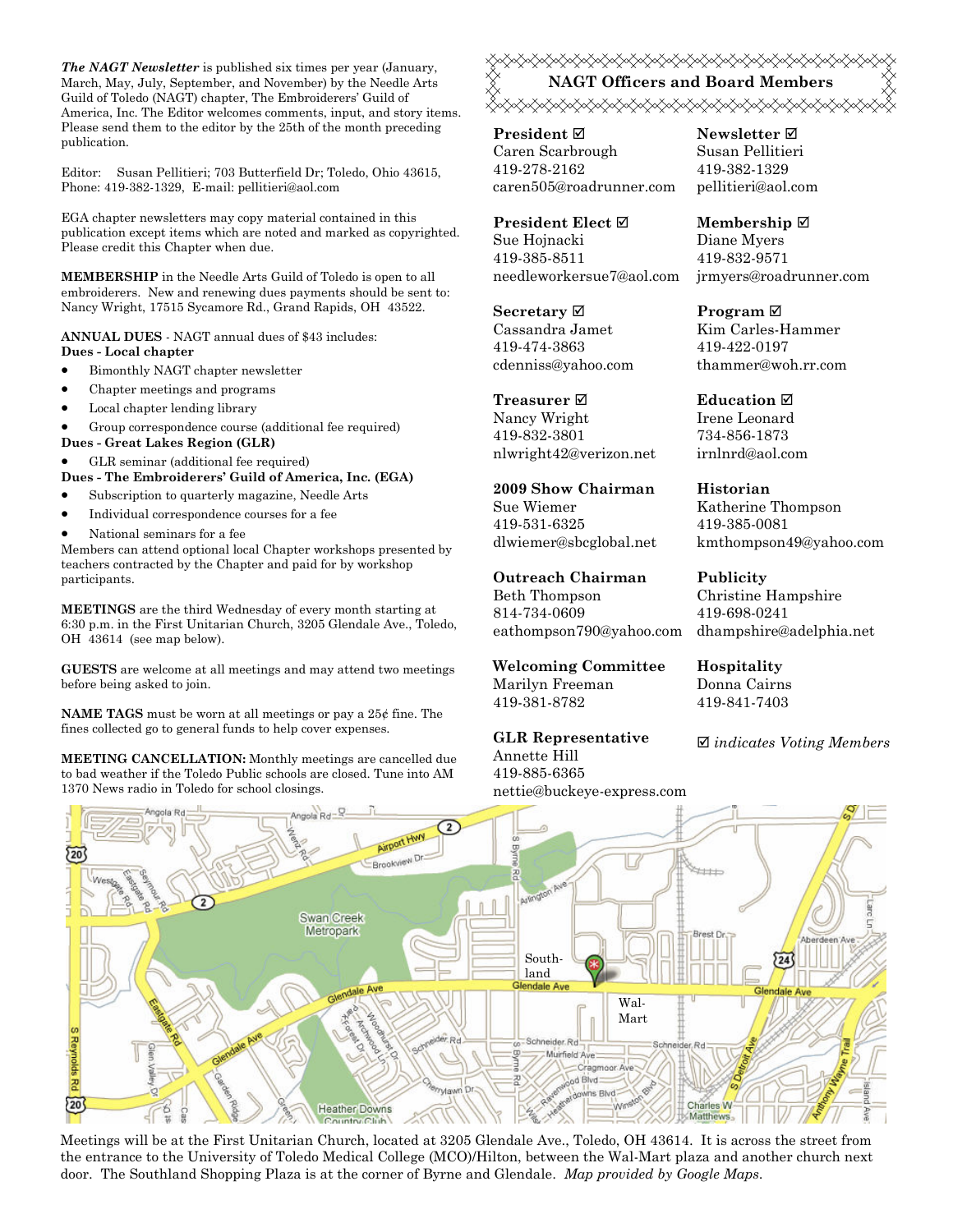***The NAGT Newsletter*** is published six times per year (January, March, May, July, September, and November) by the Needle Arts Guild of Toledo (NAGT) chapter, The Embroiderers' Guild of America, Inc. The Editor welcomes comments, input, and story items. Please send them to the editor by the 25th of the month preceding publication.

Editor: Susan Pellitieri; 703 Butterfield Dr; Toledo, Ohio 43615, Phone: 419-382-1329, E-mail: pellitieri@aol.com

EGA chapter newsletters may copy material contained in this publication except items which are noted and marked as copyrighted. Please credit this Chapter when due.

**MEMBERSHIP** in the Needle Arts Guild of Toledo is open to all embroiderers. New and renewing dues payments should be sent to: Nancy Wright, 17515 Sycamore Rd., Grand Rapids, OH 43522.

**ANNUAL DUES** - NAGT annual dues of $43 includes:

**Dues - Local chapter**

- Bimonthly NAGT chapter newsletter
- Chapter meetings and programs
- Local chapter lending library
- Group correspondence course (additional fee required)

**Dues - Great Lakes Region (GLR)**

- GLR seminar (additional fee required)

**Dues - The Embroiderers' Guild of America, Inc. (EGA)**

- Subscription to quarterly magazine, Needle Arts
- Individual correspondence courses for a fee
- National seminars for a fee

Members can attend optional local Chapter workshops presented by teachers contracted by the Chapter and paid for by workshop participants.

**MEETINGS** are the third Wednesday of every month starting at 6:30 p.m. in the First Unitarian Church, 3205 Glendale Ave., Toledo, OH 43614 (see map below).

**GUESTS** are welcome at all meetings and may attend two meetings before being asked to join.

**NAME TAGS** must be worn at all meetings or pay a 25¢ fine. The fines collected go to general funds to help cover expenses.

**MEETING CANCELLATION:** Monthly meetings are cancelled due to bad weather if the Toledo Public schools are closed. Tune into AM 1370 News radio in Toledo for school closings.

## NAGT Officers and Board Members

**President ☑**
Caren Scarbrough
419-278-2162
caren505@roadrunner.com

**President Elect ☑**
Sue Hojnacki
419-385-8511
needleworkersue7@aol.com

**Secretary ☑**
Cassandra Jamet
419-474-3863
cdenniss@yahoo.com

**Treasurer ☑**
Nancy Wright
419-832-3801
nlwright42@verizon.net

**2009 Show Chairman**
Sue Wiemer
419-531-6325
dlwiemer@sbcglobal.net

**Outreach Chairman**
Beth Thompson
814-734-0609
eathompson790@yahoo.com

**Welcoming Committee**
Marilyn Freeman
419-381-8782

**GLR Representative**
Annette Hill
419-885-6365
nettie@buckeye-express.com

**Newsletter ☑**
Susan Pellitieri
419-382-1329
pellitieri@aol.com

**Membership ☑**
Diane Myers
419-832-9571
jrmyers@roadrunner.com

**Program ☑**
Kim Carles-Hammer
419-422-0197
thammer@woh.rr.com

**Education ☑**
Irene Leonard
734-856-1873
irnlnrd@aol.com

**Historian**
Katherine Thompson
419-385-0081
kmthompson49@yahoo.com

**Publicity**
Christine Hampshire
419-698-0241
dhampshire@adelphia.net

**Hospitality**
Donna Cairns
419-841-7403

☑ *indicates Voting Members*

Southland
Wal-Mart
Glendale Ave
Swan Creek Metropark

Meetings will be at the First Unitarian Church, located at 3205 Glendale Ave., Toledo, OH 43614. It is across the street from the entrance to the University of Toledo Medical College (MCO)/Hilton, between the Wal-Mart plaza and another church next door. The Southland Shopping Plaza is at the corner of Byrne and Glendale. *Map provided by Google Maps.*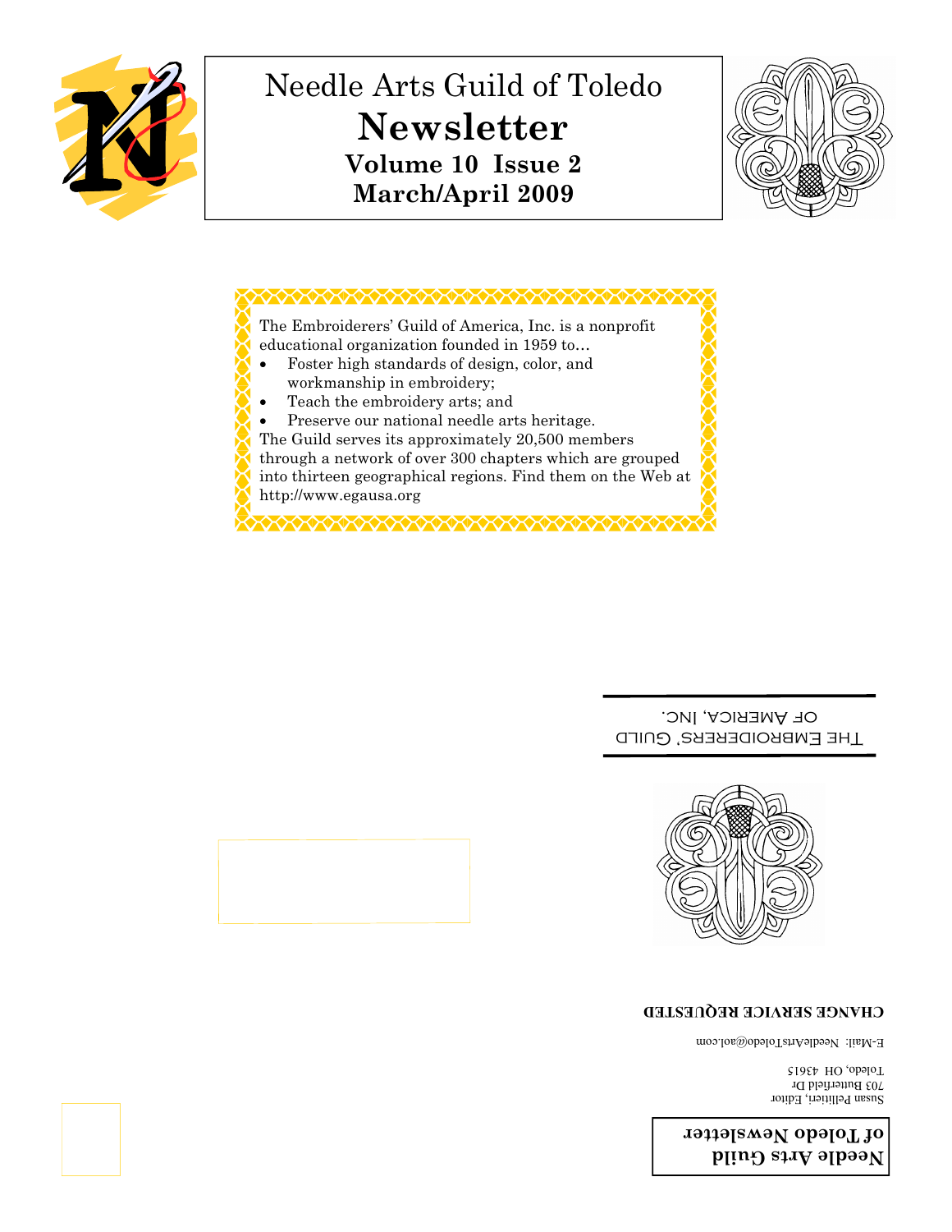# Needle Arts Guild of Toledo

# Newsletter

## Volume 10 Issue 2
## March/April 2009

The Embroiderers' Guild of America, Inc. is a nonprofit educational organization founded in 1959 to…

- Foster high standards of design, color, and workmanship in embroidery;
- Teach the embroidery arts; and
- Preserve our national needle arts heritage.

The Guild serves its approximately 20,500 members through a network of over 300 chapters which are grouped into thirteen geographical regions. Find them on the Web at http://www.egausa.org

THE EMBROIDERERS' GUILD OF AMERICA, INC.

**CHANGE SERVICE REQUESTED**

E-Mail: NeedleArtsToledo@aol.com

Susan Pellitieri, Editor
703 Butterfield Dr
Toledo, OH 43615

**Needle Arts Guild of Toledo Newsletter**